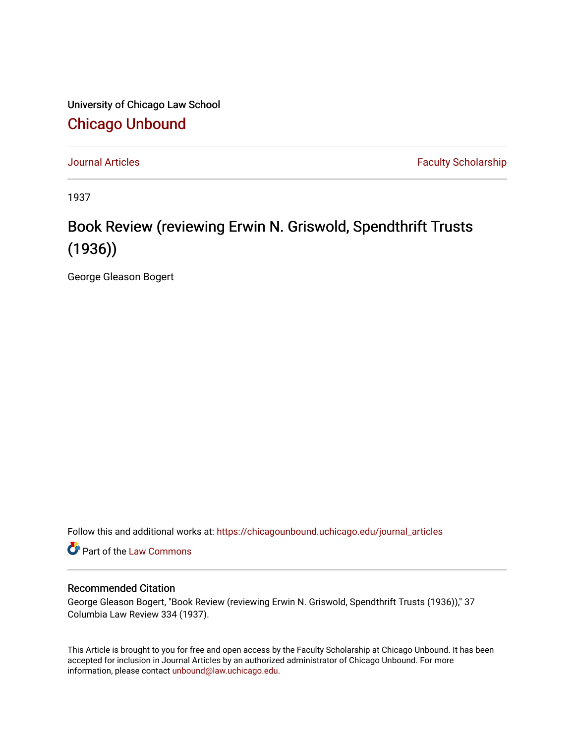University of Chicago Law School

## Chicago Unbound

Journal Articles | Faculty Scholarship

1937

# Book Review (reviewing Erwin N. Griswold, Spendthrift Trusts (1936))

George Gleason Bogert

Follow this and additional works at: https://chicagounbound.uchicago.edu/journal_articles

Part of the Law Commons

### Recommended Citation

George Gleason Bogert, "Book Review (reviewing Erwin N. Griswold, Spendthrift Trusts (1936))," 37 Columbia Law Review 334 (1937).

This Article is brought to you for free and open access by the Faculty Scholarship at Chicago Unbound. It has been accepted for inclusion in Journal Articles by an authorized administrator of Chicago Unbound. For more information, please contact unbound@law.uchicago.edu.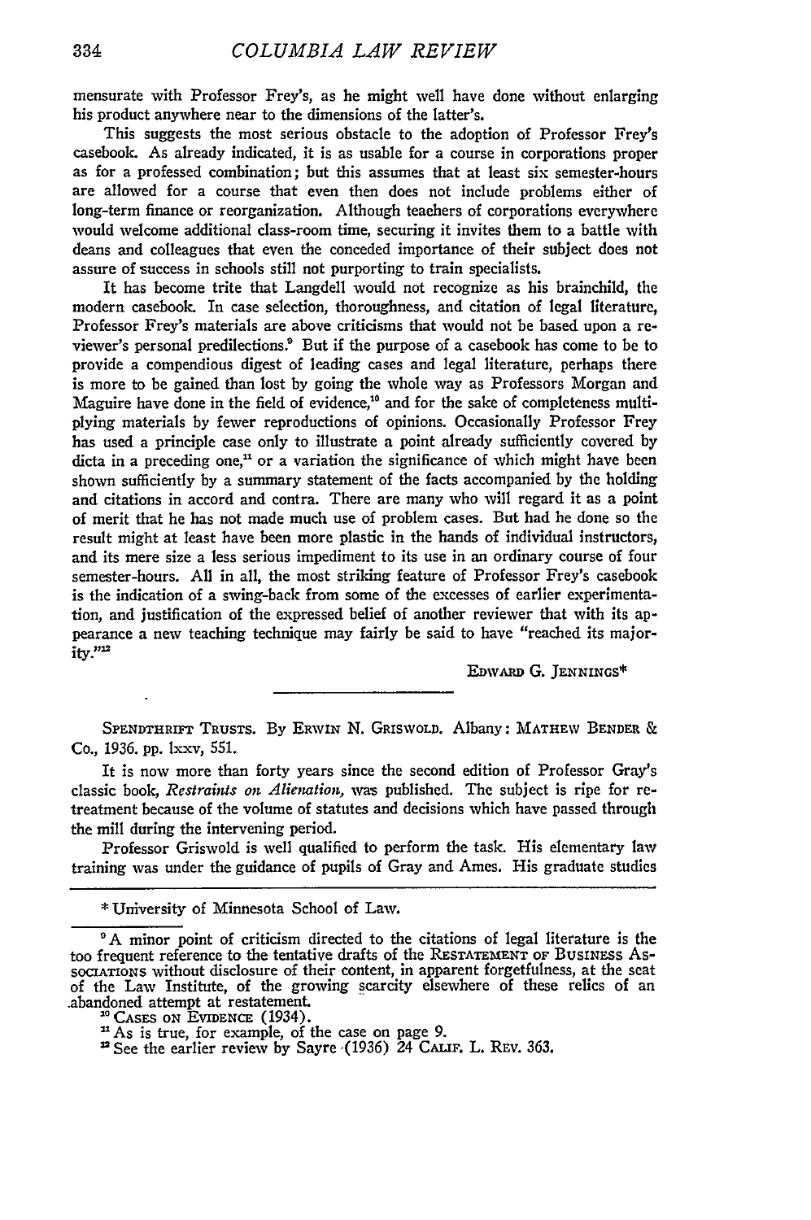mensurate with Professor Frey's, as he might well have done without enlarging his product anywhere near to the dimensions of the latter's.

This suggests the most serious obstacle to the adoption of Professor Frey's casebook. As already indicated, it is as usable for a course in corporations proper as for a professed combination; but this assumes that at least six semester-hours are allowed for a course that even then does not include problems either of long-term finance or reorganization. Although teachers of corporations everywhere would welcome additional class-room time, securing it invites them to a battle with deans and colleagues that even the conceded importance of their subject does not assure of success in schools still not purporting to train specialists.

It has become trite that Langdell would not recognize as his brainchild, the modern casebook. In case selection, thoroughness, and citation of legal literature, Professor Frey's materials are above criticisms that would not be based upon a reviewer's personal predilections.[9] But if the purpose of a casebook has come to be to provide a compendious digest of leading cases and legal literature, perhaps there is more to be gained than lost by going the whole way as Professors Morgan and Maguire have done in the field of evidence,[10] and for the sake of completeness multiplying materials by fewer reproductions of opinions. Occasionally Professor Frey has used a principle case only to illustrate a point already sufficiently covered by dicta in a preceding one,[11] or a variation the significance of which might have been shown sufficiently by a summary statement of the facts accompanied by the holding and citations in accord and contra. There are many who will regard it as a point of merit that he has not made much use of problem cases. But had he done so the result might at least have been more plastic in the hands of individual instructors, and its mere size a less serious impediment to its use in an ordinary course of four semester-hours. All in all, the most striking feature of Professor Frey's casebook is the indication of a swing-back from some of the excesses of earlier experimentation, and justification of the expressed belief of another reviewer that with its appearance a new teaching technique may fairly be said to have "reached its majority."[12]

EDWARD G. JENNINGS*

---

SPENDTHRIFT TRUSTS. By ERWIN N. GRISWOLD. Albany: MATHEW BENDER & Co., 1936. pp. lxxv, 551.

It is now more than forty years since the second edition of Professor Gray's classic book, *Restraints on Alienation*, was published. The subject is ripe for retreatment because of the volume of statutes and decisions which have passed through the mill during the intervening period.

Professor Griswold is well qualified to perform the task. His elementary law training was under the guidance of pupils of Gray and Ames. His graduate studies

---

\* University of Minnesota School of Law.

[9] A minor point of criticism directed to the citations of legal literature is the too frequent reference to the tentative drafts of the RESTATEMENT OF BUSINESS ASSOCIATIONS without disclosure of their content, in apparent forgetfulness, at the seat of the Law Institute, of the growing scarcity elsewhere of these relics of an abandoned attempt at restatement.

[10] CASES ON EVIDENCE (1934).

[11] As is true, for example, of the case on page 9.

[12] See the earlier review by Sayre (1936) 24 CALIF. L. REV. 363.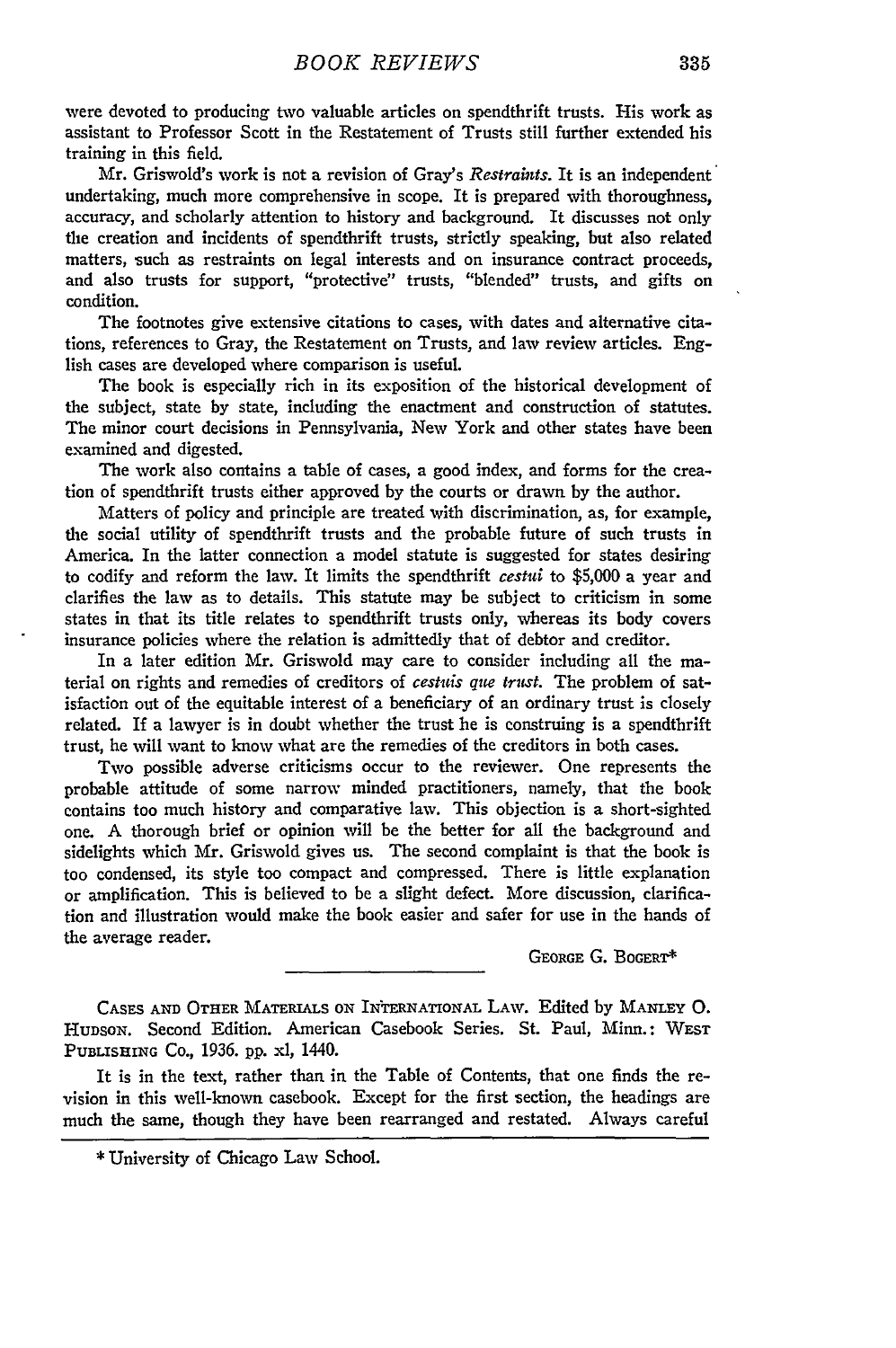were devoted to producing two valuable articles on spendthrift trusts. His work as assistant to Professor Scott in the Restatement of Trusts still further extended his training in this field.

Mr. Griswold's work is not a revision of Gray's *Restraints*. It is an independent undertaking, much more comprehensive in scope. It is prepared with thoroughness, accuracy, and scholarly attention to history and background. It discusses not only the creation and incidents of spendthrift trusts, strictly speaking, but also related matters, such as restraints on legal interests and on insurance contract proceeds, and also trusts for support, "protective" trusts, "blended" trusts, and gifts on condition.

The footnotes give extensive citations to cases, with dates and alternative citations, references to Gray, the Restatement on Trusts, and law review articles. English cases are developed where comparison is useful.

The book is especially rich in its exposition of the historical development of the subject, state by state, including the enactment and construction of statutes. The minor court decisions in Pennsylvania, New York and other states have been examined and digested.

The work also contains a table of cases, a good index, and forms for the creation of spendthrift trusts either approved by the courts or drawn by the author.

Matters of policy and principle are treated with discrimination, as, for example, the social utility of spendthrift trusts and the probable future of such trusts in America. In the latter connection a model statute is suggested for states desiring to codify and reform the law. It limits the spendthrift *cestui* to $5,000 a year and clarifies the law as to details. This statute may be subject to criticism in some states in that its title relates to spendthrift trusts only, whereas its body covers insurance policies where the relation is admittedly that of debtor and creditor.

In a later edition Mr. Griswold may care to consider including all the material on rights and remedies of creditors of *cestuis que trust*. The problem of satisfaction out of the equitable interest of a beneficiary of an ordinary trust is closely related. If a lawyer is in doubt whether the trust he is construing is a spendthrift trust, he will want to know what are the remedies of the creditors in both cases.

Two possible adverse criticisms occur to the reviewer. One represents the probable attitude of some narrow minded practitioners, namely, that the book contains too much history and comparative law. This objection is a short-sighted one. A thorough brief or opinion will be the better for all the background and sidelights which Mr. Griswold gives us. The second complaint is that the book is too condensed, its style too compact and compressed. There is little explanation or amplification. This is believed to be a slight defect. More discussion, clarification and illustration would make the book easier and safer for use in the hands of the average reader.

GEORGE G. BOGERT*

---

CASES AND OTHER MATERIALS ON INTERNATIONAL LAW. Edited by MANLEY O. HUDSON. Second Edition. American Casebook Series. St. Paul, Minn.: WEST PUBLISHING CO., 1936. pp. xl, 1440.

It is in the text, rather than in the Table of Contents, that one finds the revision in this well-known casebook. Except for the first section, the headings are much the same, though they have been rearranged and restated. Always careful

\* University of Chicago Law School.